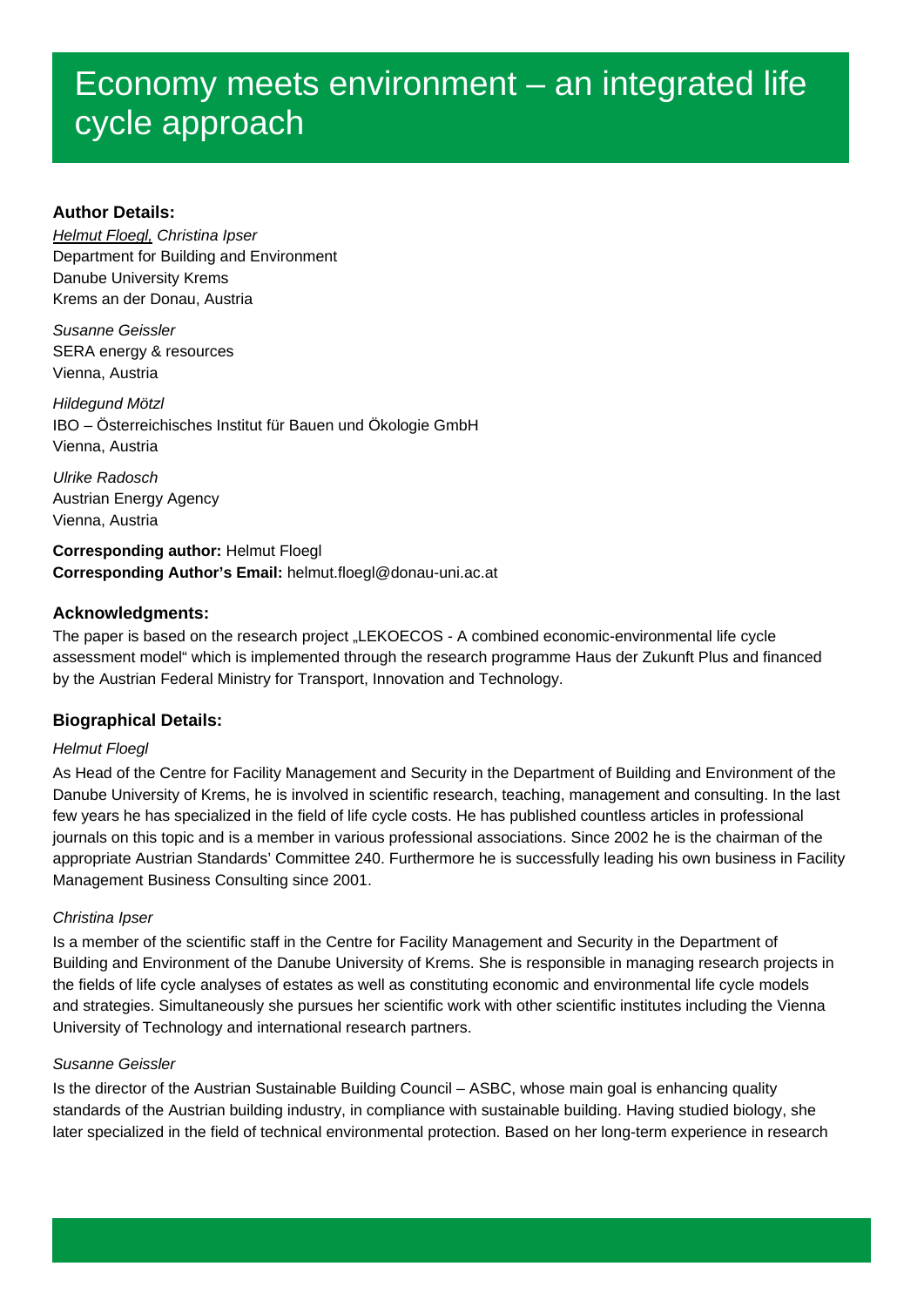# Economy meets environment – an integrated life cycle approach

**Author Details:**

*Helmut Floegl, Christina Ipser*
Department for Building and Environment
Danube University Krems
Krems an der Donau, Austria

*Susanne Geissler*
SERA energy & resources
Vienna, Austria

*Hildegund Mötzl*
IBO – Österreichisches Institut für Bauen und Ökologie GmbH
Vienna, Austria

*Ulrike Radosch*
Austrian Energy Agency
Vienna, Austria

**Corresponding author:** Helmut Floegl
**Corresponding Author's Email:** helmut.floegl@donau-uni.ac.at

**Acknowledgments:**

The paper is based on the research project „LEKOECOS - A combined economic-environmental life cycle assessment model" which is implemented through the research programme Haus der Zukunft Plus and financed by the Austrian Federal Ministry for Transport, Innovation and Technology.

**Biographical Details:**

*Helmut Floegl*

As Head of the Centre for Facility Management and Security in the Department of Building and Environment of the Danube University of Krems, he is involved in scientific research, teaching, management and consulting. In the last few years he has specialized in the field of life cycle costs. He has published countless articles in professional journals on this topic and is a member in various professional associations. Since 2002 he is the chairman of the appropriate Austrian Standards' Committee 240. Furthermore he is successfully leading his own business in Facility Management Business Consulting since 2001.

*Christina Ipser*

Is a member of the scientific staff in the Centre for Facility Management and Security in the Department of Building and Environment of the Danube University of Krems. She is responsible in managing research projects in the fields of life cycle analyses of estates as well as constituting economic and environmental life cycle models and strategies. Simultaneously she pursues her scientific work with other scientific institutes including the Vienna University of Technology and international research partners.

*Susanne Geissler*

Is the director of the Austrian Sustainable Building Council – ASBC, whose main goal is enhancing quality standards of the Austrian building industry, in compliance with sustainable building. Having studied biology, she later specialized in the field of technical environmental protection. Based on her long-term experience in research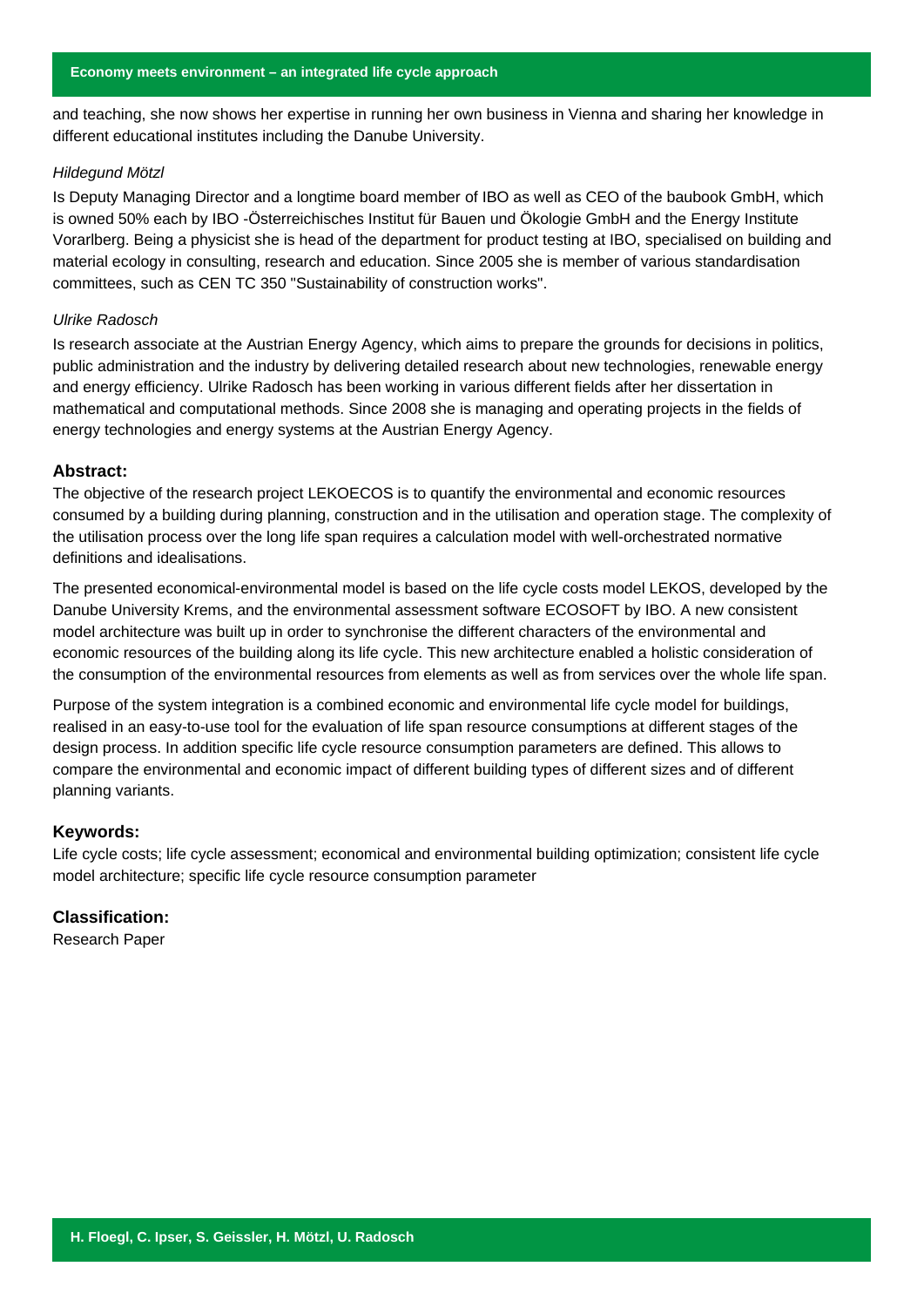and teaching, she now shows her expertise in running her own business in Vienna and sharing her knowledge in different educational institutes including the Danube University.

*Hildegund Mötzl*

Is Deputy Managing Director and a longtime board member of IBO as well as CEO of the baubook GmbH, which is owned 50% each by IBO -Österreichisches Institut für Bauen und Ökologie GmbH and the Energy Institute Vorarlberg. Being a physicist she is head of the department for product testing at IBO, specialised on building and material ecology in consulting, research and education. Since 2005 she is member of various standardisation committees, such as CEN TC 350 "Sustainability of construction works".

*Ulrike Radosch*

Is research associate at the Austrian Energy Agency, which aims to prepare the grounds for decisions in politics, public administration and the industry by delivering detailed research about new technologies, renewable energy and energy efficiency. Ulrike Radosch has been working in various different fields after her dissertation in mathematical and computational methods. Since 2008 she is managing and operating projects in the fields of energy technologies and energy systems at the Austrian Energy Agency.

### Abstract:

The objective of the research project LEKOECOS is to quantify the environmental and economic resources consumed by a building during planning, construction and in the utilisation and operation stage. The complexity of the utilisation process over the long life span requires a calculation model with well-orchestrated normative definitions and idealisations.

The presented economical-environmental model is based on the life cycle costs model LEKOS, developed by the Danube University Krems, and the environmental assessment software ECOSOFT by IBO. A new consistent model architecture was built up in order to synchronise the different characters of the environmental and economic resources of the building along its life cycle. This new architecture enabled a holistic consideration of the consumption of the environmental resources from elements as well as from services over the whole life span.

Purpose of the system integration is a combined economic and environmental life cycle model for buildings, realised in an easy-to-use tool for the evaluation of life span resource consumptions at different stages of the design process. In addition specific life cycle resource consumption parameters are defined. This allows to compare the environmental and economic impact of different building types of different sizes and of different planning variants.

### Keywords:

Life cycle costs; life cycle assessment; economical and environmental building optimization; consistent life cycle model architecture; specific life cycle resource consumption parameter

### Classification:

Research Paper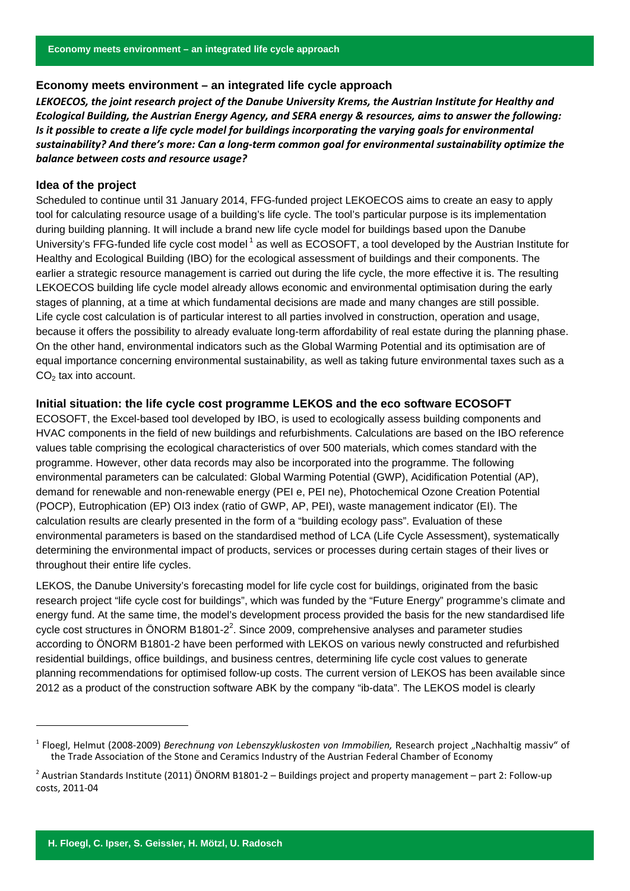## Economy meets environment – an integrated life cycle approach

***LEKOECOS, the joint research project of the Danube University Krems, the Austrian Institute for Healthy and Ecological Building, the Austrian Energy Agency, and SERA energy & resources, aims to answer the following: Is it possible to create a life cycle model for buildings incorporating the varying goals for environmental sustainability? And there's more: Can a long-term common goal for environmental sustainability optimize the balance between costs and resource usage?***

### Idea of the project

Scheduled to continue until 31 January 2014, FFG-funded project LEKOECOS aims to create an easy to apply tool for calculating resource usage of a building's life cycle. The tool's particular purpose is its implementation during building planning. It will include a brand new life cycle model for buildings based upon the Danube University's FFG-funded life cycle cost model [1] as well as ECOSOFT, a tool developed by the Austrian Institute for Healthy and Ecological Building (IBO) for the ecological assessment of buildings and their components. The earlier a strategic resource management is carried out during the life cycle, the more effective it is. The resulting LEKOECOS building life cycle model already allows economic and environmental optimisation during the early stages of planning, at a time at which fundamental decisions are made and many changes are still possible. Life cycle cost calculation is of particular interest to all parties involved in construction, operation and usage, because it offers the possibility to already evaluate long-term affordability of real estate during the planning phase. On the other hand, environmental indicators such as the Global Warming Potential and its optimisation are of equal importance concerning environmental sustainability, as well as taking future environmental taxes such as a $CO_2$ tax into account.

### Initial situation: the life cycle cost programme LEKOS and the eco software ECOSOFT

ECOSOFT, the Excel-based tool developed by IBO, is used to ecologically assess building components and HVAC components in the field of new buildings and refurbishments. Calculations are based on the IBO reference values table comprising the ecological characteristics of over 500 materials, which comes standard with the programme. However, other data records may also be incorporated into the programme. The following environmental parameters can be calculated: Global Warming Potential (GWP), Acidification Potential (AP), demand for renewable and non-renewable energy (PEI e, PEI ne), Photochemical Ozone Creation Potential (POCP), Eutrophication (EP) OI3 index (ratio of GWP, AP, PEI), waste management indicator (EI). The calculation results are clearly presented in the form of a "building ecology pass". Evaluation of these environmental parameters is based on the standardised method of LCA (Life Cycle Assessment), systematically determining the environmental impact of products, services or processes during certain stages of their lives or throughout their entire life cycles.

LEKOS, the Danube University's forecasting model for life cycle cost for buildings, originated from the basic research project "life cycle cost for buildings", which was funded by the "Future Energy" programme's climate and energy fund. At the same time, the model's development process provided the basis for the new standardised life cycle cost structures in ÖNORM B1801-2[2]. Since 2009, comprehensive analyses and parameter studies according to ÖNORM B1801-2 have been performed with LEKOS on various newly constructed and refurbished residential buildings, office buildings, and business centres, determining life cycle cost values to generate planning recommendations for optimised follow-up costs. The current version of LEKOS has been available since 2012 as a product of the construction software ABK by the company "ib-data". The LEKOS model is clearly

---

[1] Floegl, Helmut (2008-2009) *Berechnung von Lebenszykluskosten von Immobilien,* Research project „Nachhaltig massiv" of the Trade Association of the Stone and Ceramics Industry of the Austrian Federal Chamber of Economy

[2] Austrian Standards Institute (2011) ÖNORM B1801-2 – Buildings project and property management – part 2: Follow-up costs, 2011-04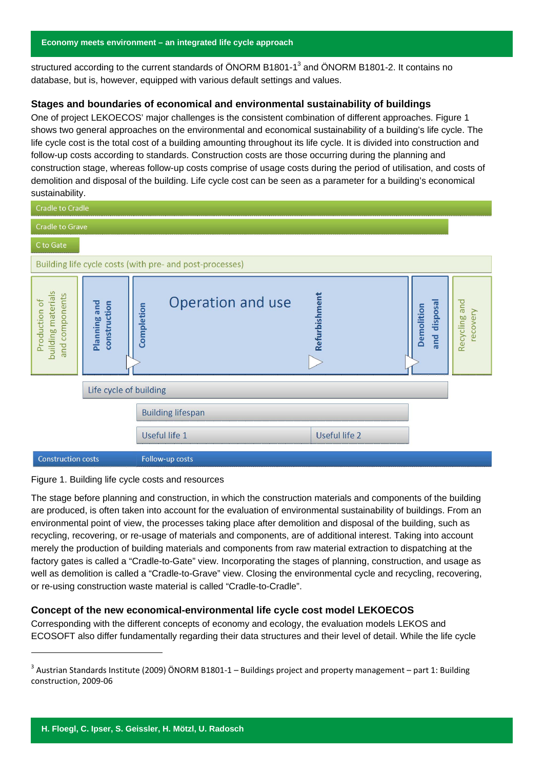structured according to the current standards of ÖNORM B1801-1[3] and ÖNORM B1801-2. It contains no database, but is, however, equipped with various default settings and values.

### Stages and boundaries of economical and environmental sustainability of buildings

One of project LEKOECOS' major challenges is the consistent combination of different approaches. Figure 1 shows two general approaches on the environmental and economical sustainability of a building's life cycle. The life cycle cost is the total cost of a building amounting throughout its life cycle. It is divided into construction and follow-up costs according to standards. Construction costs are those occurring during the planning and construction stage, whereas follow-up costs comprise of usage costs during the period of utilisation, and costs of demolition and disposal of the building. Life cycle cost can be seen as a parameter for a building's economical sustainability.

Cradle to Cradle

Cradle to Grave

C to Gate

Building life cycle costs (with pre- and post-processes)

Production of building materials and components | Planning and construction | Completion | Operation and use | Refurbishment | Demolition and disposal | Recycling and recovery

Life cycle of building

Building lifespan

Useful life 1 | Useful life 2

Construction costs | Follow-up costs

Figure 1. Building life cycle costs and resources

The stage before planning and construction, in which the construction materials and components of the building are produced, is often taken into account for the evaluation of environmental sustainability of buildings. From an environmental point of view, the processes taking place after demolition and disposal of the building, such as recycling, recovering, or re-usage of materials and components, are of additional interest. Taking into account merely the production of building materials and components from raw material extraction to dispatching at the factory gates is called a "Cradle-to-Gate" view. Incorporating the stages of planning, construction, and usage as well as demolition is called a "Cradle-to-Grave" view. Closing the environmental cycle and recycling, recovering, or re-using construction waste material is called "Cradle-to-Cradle".

### Concept of the new economical-environmental life cycle cost model LEKOECOS

Corresponding with the different concepts of economy and ecology, the evaluation models LEKOS and ECOSOFT also differ fundamentally regarding their data structures and their level of detail. While the life cycle

---

[3] Austrian Standards Institute (2009) ÖNORM B1801-1 – Buildings project and property management – part 1: Building construction, 2009-06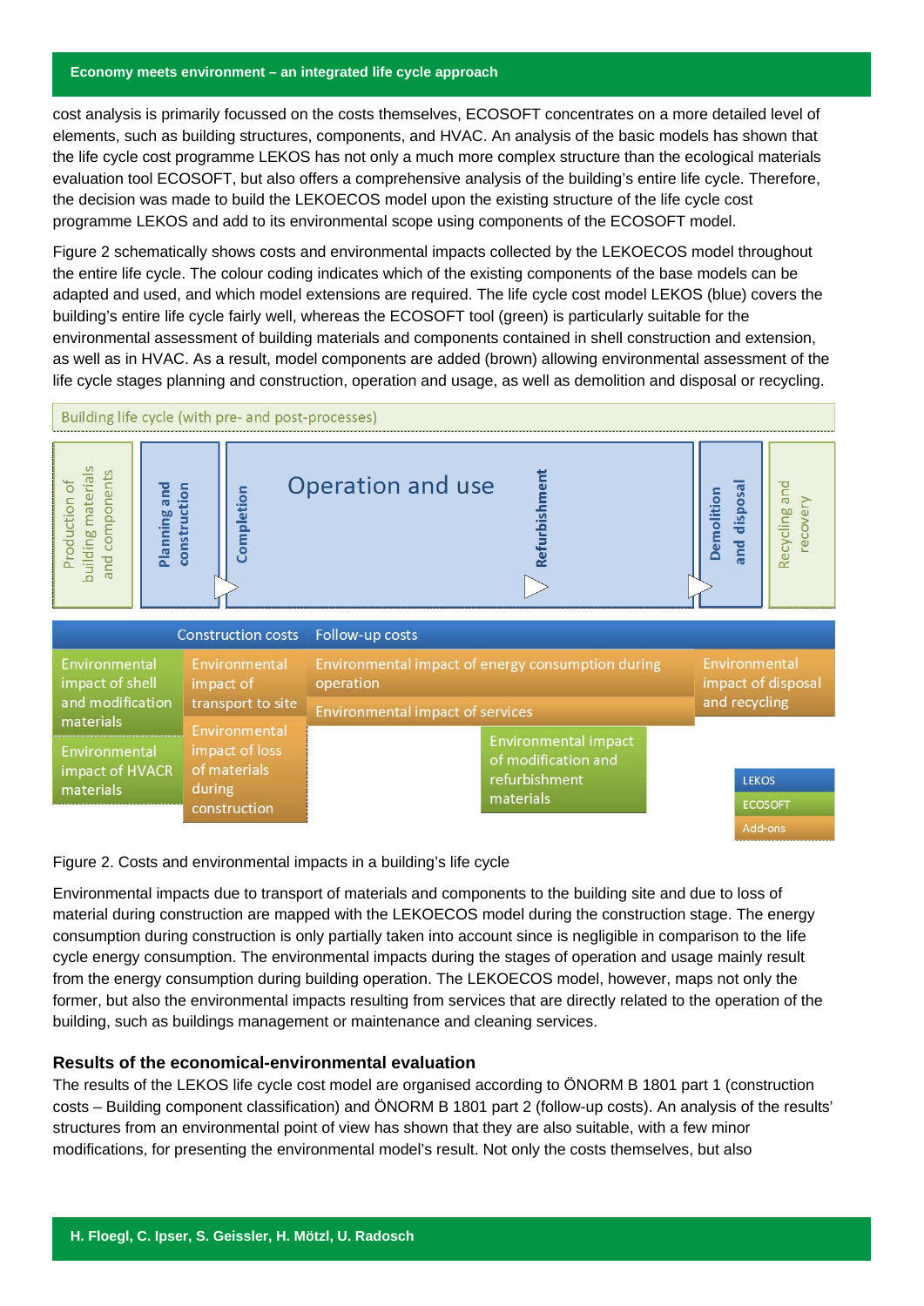cost analysis is primarily focussed on the costs themselves, ECOSOFT concentrates on a more detailed level of elements, such as building structures, components, and HVAC. An analysis of the basic models has shown that the life cycle cost programme LEKOS has not only a much more complex structure than the ecological materials evaluation tool ECOSOFT, but also offers a comprehensive analysis of the building's entire life cycle. Therefore, the decision was made to build the LEKOECOS model upon the existing structure of the life cycle cost programme LEKOS and add to its environmental scope using components of the ECOSOFT model.

Figure 2 schematically shows costs and environmental impacts collected by the LEKOECOS model throughout the entire life cycle. The colour coding indicates which of the existing components of the base models can be adapted and used, and which model extensions are required. The life cycle cost model LEKOS (blue) covers the building's entire life cycle fairly well, whereas the ECOSOFT tool (green) is particularly suitable for the environmental assessment of building materials and components contained in shell construction and extension, as well as in HVAC. As a result, model components are added (brown) allowing environmental assessment of the life cycle stages planning and construction, operation and usage, as well as demolition and disposal or recycling.

Figure 2. Costs and environmental impacts in a building's life cycle

Environmental impacts due to transport of materials and components to the building site and due to loss of material during construction are mapped with the LEKOECOS model during the construction stage. The energy consumption during construction is only partially taken into account since is negligible in comparison to the life cycle energy consumption. The environmental impacts during the stages of operation and usage mainly result from the energy consumption during building operation. The LEKOECOS model, however, maps not only the former, but also the environmental impacts resulting from services that are directly related to the operation of the building, such as buildings management or maintenance and cleaning services.

### Results of the economical-environmental evaluation

The results of the LEKOS life cycle cost model are organised according to ÖNORM B 1801 part 1 (construction costs – Building component classification) and ÖNORM B 1801 part 2 (follow-up costs). An analysis of the results' structures from an environmental point of view has shown that they are also suitable, with a few minor modifications, for presenting the environmental model's result. Not only the costs themselves, but also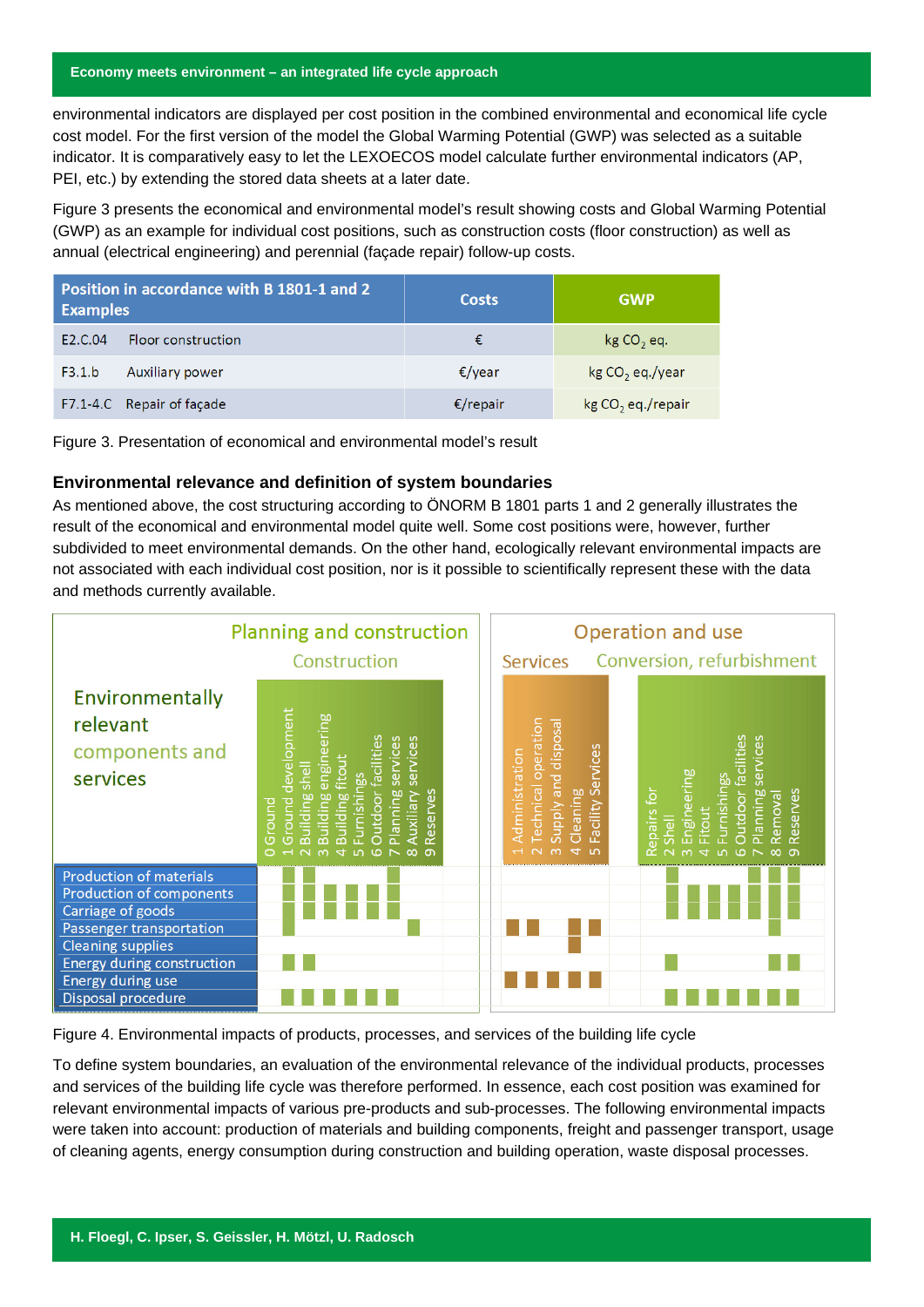environmental indicators are displayed per cost position in the combined environmental and economical life cycle cost model. For the first version of the model the Global Warming Potential (GWP) was selected as a suitable indicator. It is comparatively easy to let the LEXOECOS model calculate further environmental indicators (AP, PEI, etc.) by extending the stored data sheets at a later date.

Figure 3 presents the economical and environmental model's result showing costs and Global Warming Potential (GWP) as an example for individual cost positions, such as construction costs (floor construction) as well as annual (electrical engineering) and perennial (façade repair) follow-up costs.

| Position in accordance with B 1801-1 and 2 Examples | | Costs | GWP |
|---|---|---|---|
| E2.C.04 | Floor construction | € | kg $CO_2$ eq. |
| F3.1.b | Auxiliary power | €/year | kg $CO_2$ eq./year |
| F7.1-4.C | Repair of façade | €/repair | kg $CO_2$ eq./repair |

Figure 3. Presentation of economical and environmental model's result

## Environmental relevance and definition of system boundaries

As mentioned above, the cost structuring according to ÖNORM B 1801 parts 1 and 2 generally illustrates the result of the economical and environmental model quite well. Some cost positions were, however, further subdivided to meet environmental demands. On the other hand, ecologically relevant environmental impacts are not associated with each individual cost position, nor is it possible to scientifically represent these with the data and methods currently available.

Figure 4. Environmental impacts of products, processes, and services of the building life cycle

To define system boundaries, an evaluation of the environmental relevance of the individual products, processes and services of the building life cycle was therefore performed. In essence, each cost position was examined for relevant environmental impacts of various pre-products and sub-processes. The following environmental impacts were taken into account: production of materials and building components, freight and passenger transport, usage of cleaning agents, energy consumption during construction and building operation, waste disposal processes.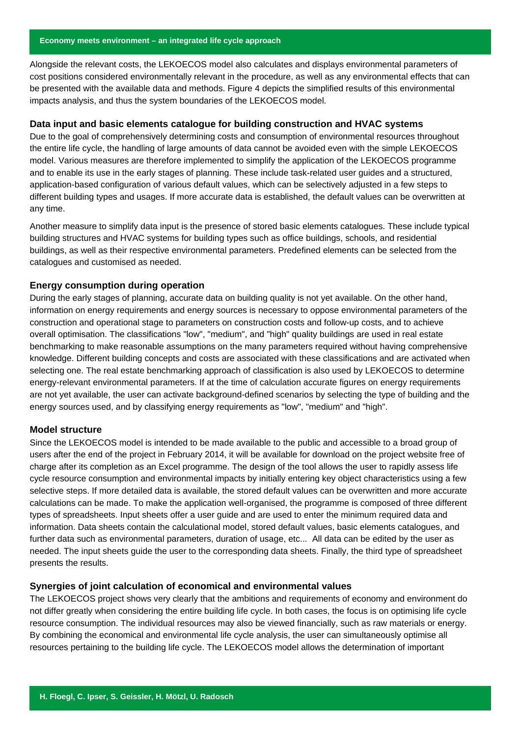Alongside the relevant costs, the LEKOECOS model also calculates and displays environmental parameters of cost positions considered environmentally relevant in the procedure, as well as any environmental effects that can be presented with the available data and methods. Figure 4 depicts the simplified results of this environmental impacts analysis, and thus the system boundaries of the LEKOECOS model.

### Data input and basic elements catalogue for building construction and HVAC systems

Due to the goal of comprehensively determining costs and consumption of environmental resources throughout the entire life cycle, the handling of large amounts of data cannot be avoided even with the simple LEKOECOS model. Various measures are therefore implemented to simplify the application of the LEKOECOS programme and to enable its use in the early stages of planning. These include task-related user guides and a structured, application-based configuration of various default values, which can be selectively adjusted in a few steps to different building types and usages. If more accurate data is established, the default values can be overwritten at any time.

Another measure to simplify data input is the presence of stored basic elements catalogues. These include typical building structures and HVAC systems for building types such as office buildings, schools, and residential buildings, as well as their respective environmental parameters. Predefined elements can be selected from the catalogues and customised as needed.

### Energy consumption during operation

During the early stages of planning, accurate data on building quality is not yet available. On the other hand, information on energy requirements and energy sources is necessary to oppose environmental parameters of the construction and operational stage to parameters on construction costs and follow-up costs, and to achieve overall optimisation. The classifications "low", "medium", and "high" quality buildings are used in real estate benchmarking to make reasonable assumptions on the many parameters required without having comprehensive knowledge. Different building concepts and costs are associated with these classifications and are activated when selecting one. The real estate benchmarking approach of classification is also used by LEKOECOS to determine energy-relevant environmental parameters. If at the time of calculation accurate figures on energy requirements are not yet available, the user can activate background-defined scenarios by selecting the type of building and the energy sources used, and by classifying energy requirements as "low", "medium" and "high".

### Model structure

Since the LEKOECOS model is intended to be made available to the public and accessible to a broad group of users after the end of the project in February 2014, it will be available for download on the project website free of charge after its completion as an Excel programme. The design of the tool allows the user to rapidly assess life cycle resource consumption and environmental impacts by initially entering key object characteristics using a few selective steps. If more detailed data is available, the stored default values can be overwritten and more accurate calculations can be made. To make the application well-organised, the programme is composed of three different types of spreadsheets. Input sheets offer a user guide and are used to enter the minimum required data and information. Data sheets contain the calculational model, stored default values, basic elements catalogues, and further data such as environmental parameters, duration of usage, etc... All data can be edited by the user as needed. The input sheets guide the user to the corresponding data sheets. Finally, the third type of spreadsheet presents the results.

### Synergies of joint calculation of economical and environmental values

The LEKOECOS project shows very clearly that the ambitions and requirements of economy and environment do not differ greatly when considering the entire building life cycle. In both cases, the focus is on optimising life cycle resource consumption. The individual resources may also be viewed financially, such as raw materials or energy. By combining the economical and environmental life cycle analysis, the user can simultaneously optimise all resources pertaining to the building life cycle. The LEKOECOS model allows the determination of important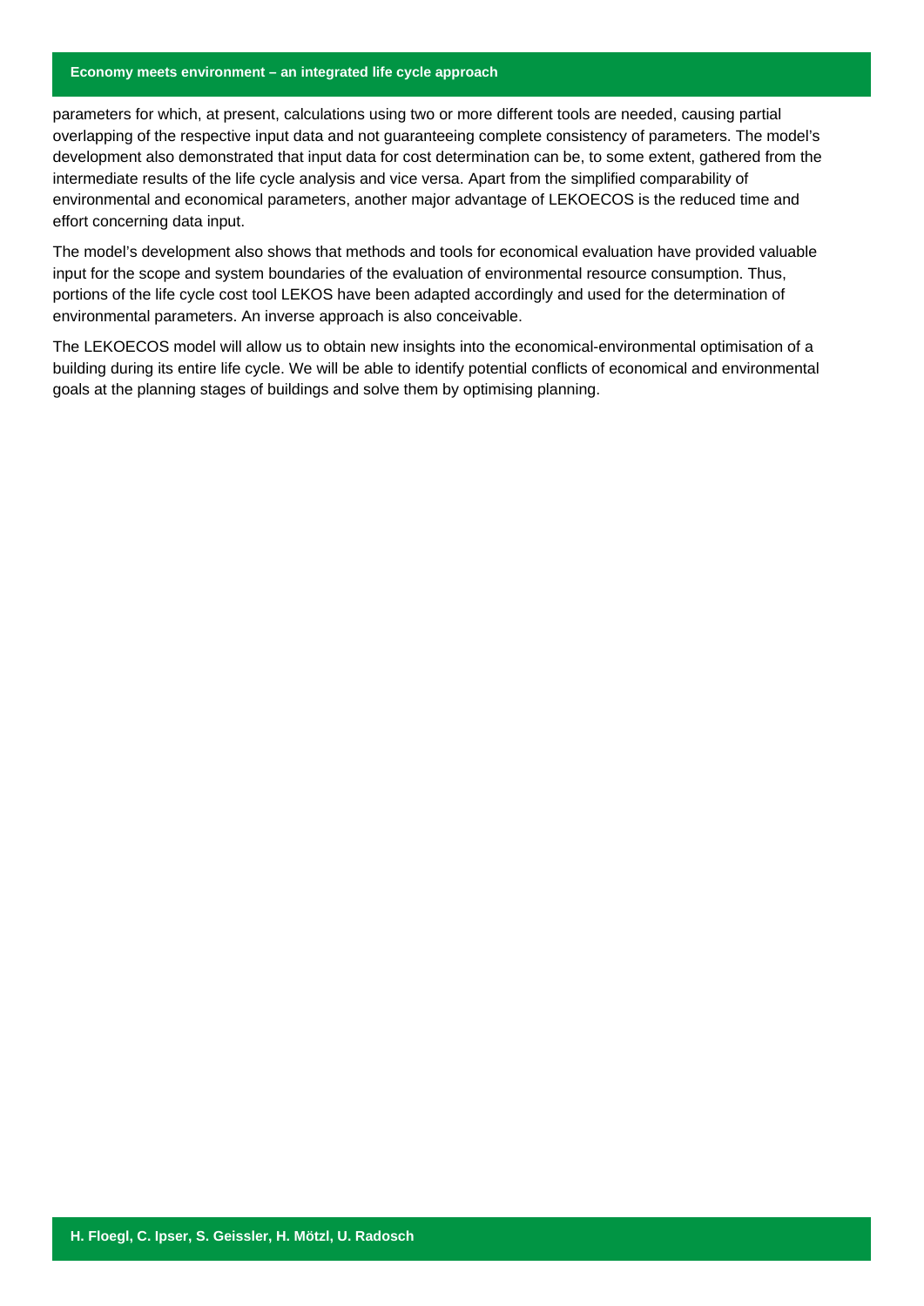parameters for which, at present, calculations using two or more different tools are needed, causing partial overlapping of the respective input data and not guaranteeing complete consistency of parameters. The model's development also demonstrated that input data for cost determination can be, to some extent, gathered from the intermediate results of the life cycle analysis and vice versa. Apart from the simplified comparability of environmental and economical parameters, another major advantage of LEKOECOS is the reduced time and effort concerning data input.

The model's development also shows that methods and tools for economical evaluation have provided valuable input for the scope and system boundaries of the evaluation of environmental resource consumption. Thus, portions of the life cycle cost tool LEKOS have been adapted accordingly and used for the determination of environmental parameters. An inverse approach is also conceivable.

The LEKOECOS model will allow us to obtain new insights into the economical-environmental optimisation of a building during its entire life cycle. We will be able to identify potential conflicts of economical and environmental goals at the planning stages of buildings and solve them by optimising planning.